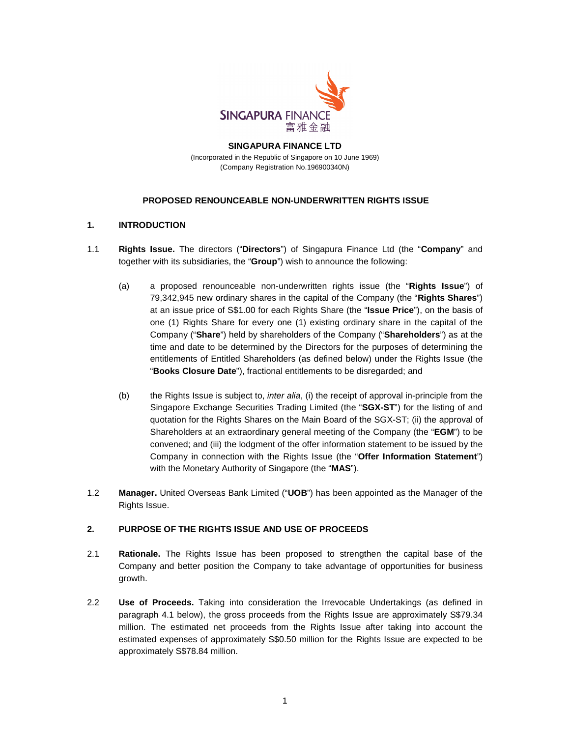SINGAPURA FINANCE
富雅金融

**SINGAPURA FINANCE LTD**

(Incorporated in the Republic of Singapore on 10 June 1969)
(Company Registration No.196900340N)

# PROPOSED RENOUNCEABLE NON-UNDERWRITTEN RIGHTS ISSUE

## 1. INTRODUCTION

1.1 **Rights Issue.** The directors ("**Directors**") of Singapura Finance Ltd (the "**Company**" and together with its subsidiaries, the "**Group**") wish to announce the following:

(a) a proposed renounceable non-underwritten rights issue (the "**Rights Issue**") of 79,342,945 new ordinary shares in the capital of the Company (the "**Rights Shares**") at an issue price of S$1.00 for each Rights Share (the "**Issue Price**"), on the basis of one (1) Rights Share for every one (1) existing ordinary share in the capital of the Company ("**Share**") held by shareholders of the Company ("**Shareholders**") as at the time and date to be determined by the Directors for the purposes of determining the entitlements of Entitled Shareholders (as defined below) under the Rights Issue (the "**Books Closure Date**"), fractional entitlements to be disregarded; and

(b) the Rights Issue is subject to, *inter alia*, (i) the receipt of approval in-principle from the Singapore Exchange Securities Trading Limited (the "**SGX-ST**") for the listing of and quotation for the Rights Shares on the Main Board of the SGX-ST; (ii) the approval of Shareholders at an extraordinary general meeting of the Company (the "**EGM**") to be convened; and (iii) the lodgment of the offer information statement to be issued by the Company in connection with the Rights Issue (the "**Offer Information Statement**") with the Monetary Authority of Singapore (the "**MAS**").

1.2 **Manager.** United Overseas Bank Limited ("**UOB**") has been appointed as the Manager of the Rights Issue.

## 2. PURPOSE OF THE RIGHTS ISSUE AND USE OF PROCEEDS

2.1 **Rationale.** The Rights Issue has been proposed to strengthen the capital base of the Company and better position the Company to take advantage of opportunities for business growth.

2.2 **Use of Proceeds.** Taking into consideration the Irrevocable Undertakings (as defined in paragraph 4.1 below), the gross proceeds from the Rights Issue are approximately S$79.34 million. The estimated net proceeds from the Rights Issue after taking into account the estimated expenses of approximately S$0.50 million for the Rights Issue are expected to be approximately S$78.84 million.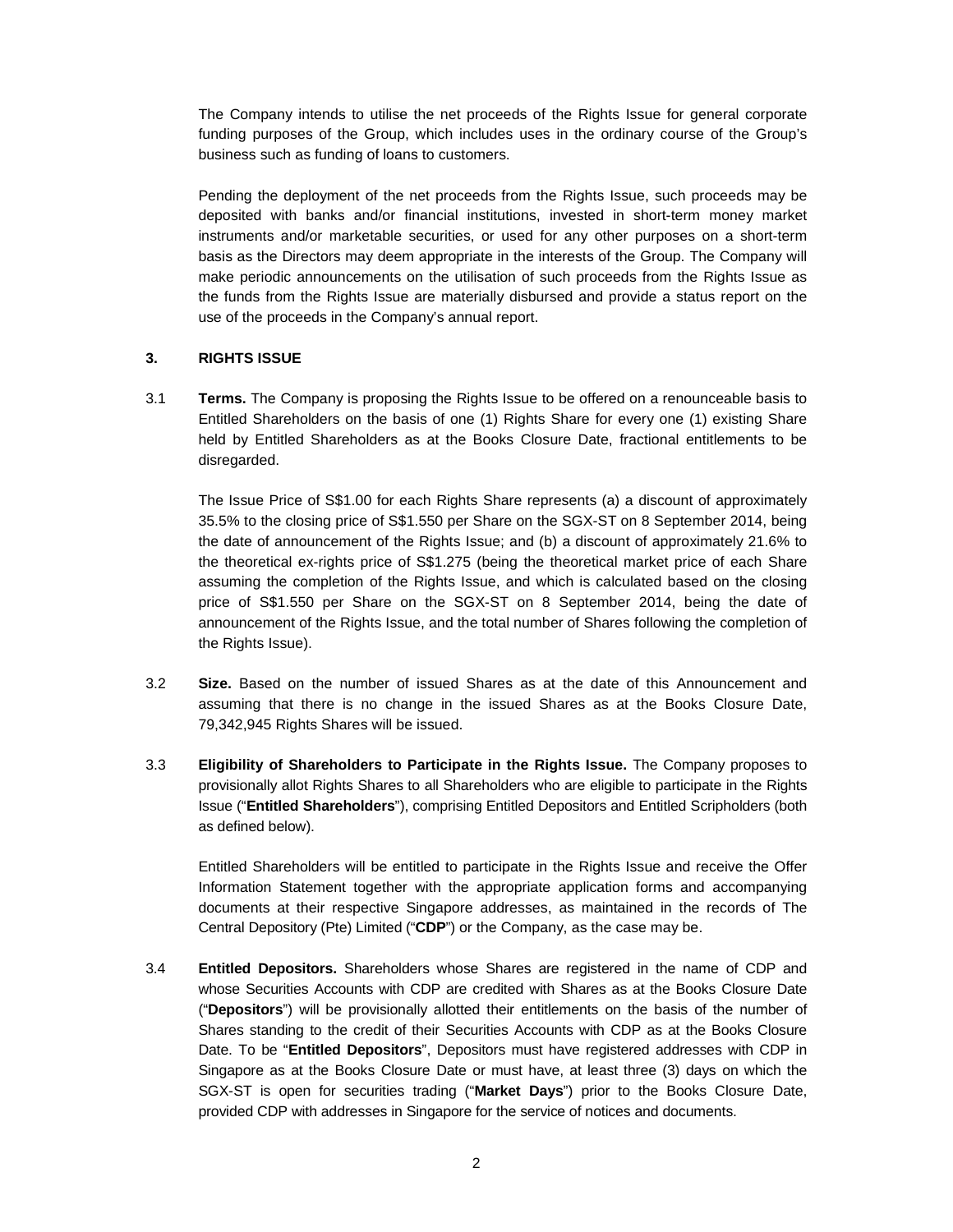The Company intends to utilise the net proceeds of the Rights Issue for general corporate funding purposes of the Group, which includes uses in the ordinary course of the Group's business such as funding of loans to customers.

Pending the deployment of the net proceeds from the Rights Issue, such proceeds may be deposited with banks and/or financial institutions, invested in short-term money market instruments and/or marketable securities, or used for any other purposes on a short-term basis as the Directors may deem appropriate in the interests of the Group. The Company will make periodic announcements on the utilisation of such proceeds from the Rights Issue as the funds from the Rights Issue are materially disbursed and provide a status report on the use of the proceeds in the Company's annual report.

## 3. RIGHTS ISSUE

3.1 **Terms.** The Company is proposing the Rights Issue to be offered on a renounceable basis to Entitled Shareholders on the basis of one (1) Rights Share for every one (1) existing Share held by Entitled Shareholders as at the Books Closure Date, fractional entitlements to be disregarded.

The Issue Price of S$1.00 for each Rights Share represents (a) a discount of approximately 35.5% to the closing price of S$1.550 per Share on the SGX-ST on 8 September 2014, being the date of announcement of the Rights Issue; and (b) a discount of approximately 21.6% to the theoretical ex-rights price of S$1.275 (being the theoretical market price of each Share assuming the completion of the Rights Issue, and which is calculated based on the closing price of S$1.550 per Share on the SGX-ST on 8 September 2014, being the date of announcement of the Rights Issue, and the total number of Shares following the completion of the Rights Issue).

3.2 **Size.** Based on the number of issued Shares as at the date of this Announcement and assuming that there is no change in the issued Shares as at the Books Closure Date, 79,342,945 Rights Shares will be issued.

3.3 **Eligibility of Shareholders to Participate in the Rights Issue.** The Company proposes to provisionally allot Rights Shares to all Shareholders who are eligible to participate in the Rights Issue ("**Entitled Shareholders**"), comprising Entitled Depositors and Entitled Scripholders (both as defined below).

Entitled Shareholders will be entitled to participate in the Rights Issue and receive the Offer Information Statement together with the appropriate application forms and accompanying documents at their respective Singapore addresses, as maintained in the records of The Central Depository (Pte) Limited ("**CDP**") or the Company, as the case may be.

3.4 **Entitled Depositors.** Shareholders whose Shares are registered in the name of CDP and whose Securities Accounts with CDP are credited with Shares as at the Books Closure Date ("**Depositors**") will be provisionally allotted their entitlements on the basis of the number of Shares standing to the credit of their Securities Accounts with CDP as at the Books Closure Date. To be "**Entitled Depositors**", Depositors must have registered addresses with CDP in Singapore as at the Books Closure Date or must have, at least three (3) days on which the SGX-ST is open for securities trading ("**Market Days**") prior to the Books Closure Date, provided CDP with addresses in Singapore for the service of notices and documents.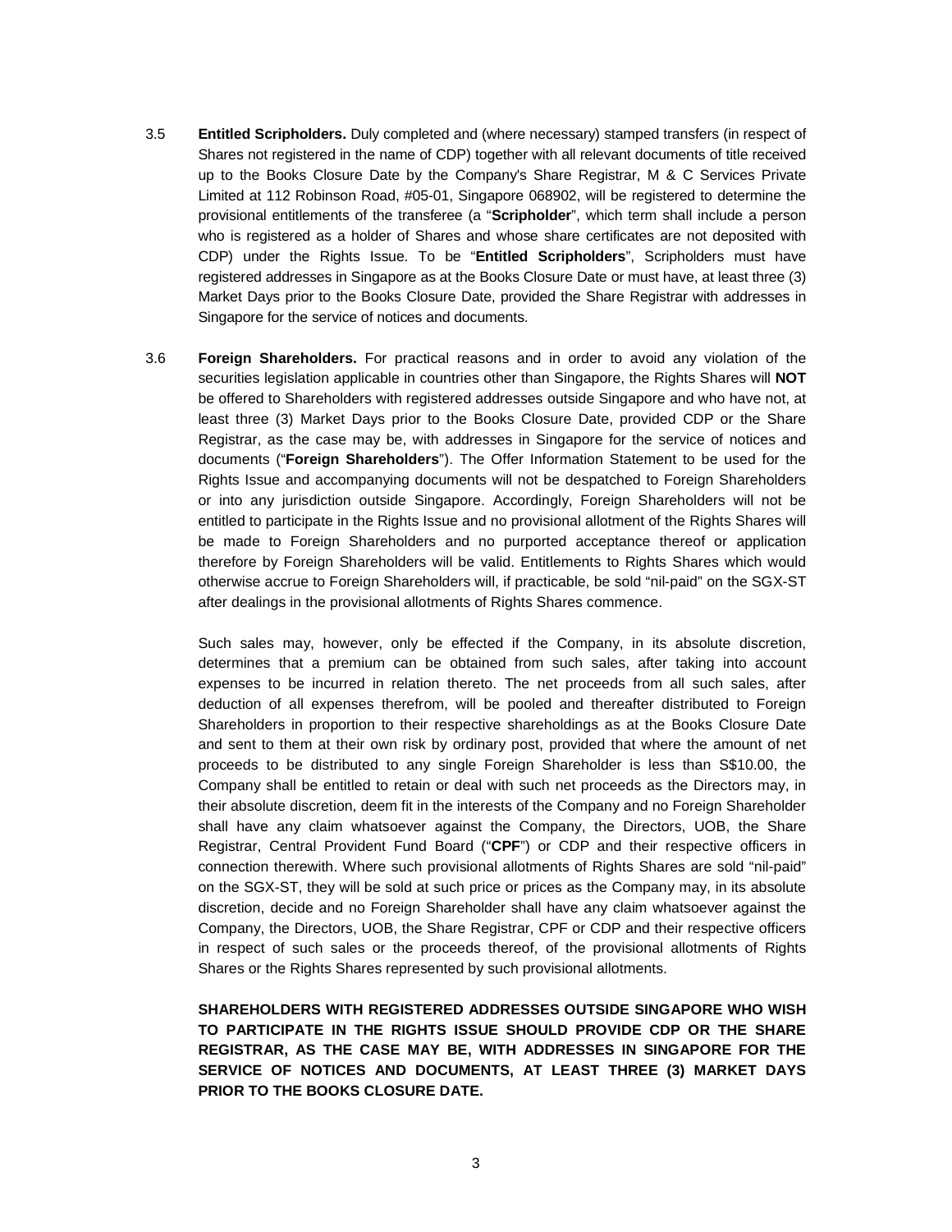3.5 **Entitled Scripholders.** Duly completed and (where necessary) stamped transfers (in respect of Shares not registered in the name of CDP) together with all relevant documents of title received up to the Books Closure Date by the Company's Share Registrar, M & C Services Private Limited at 112 Robinson Road, #05-01, Singapore 068902, will be registered to determine the provisional entitlements of the transferee (a "**Scripholder**", which term shall include a person who is registered as a holder of Shares and whose share certificates are not deposited with CDP) under the Rights Issue. To be "**Entitled Scripholders**", Scripholders must have registered addresses in Singapore as at the Books Closure Date or must have, at least three (3) Market Days prior to the Books Closure Date, provided the Share Registrar with addresses in Singapore for the service of notices and documents.

3.6 **Foreign Shareholders.** For practical reasons and in order to avoid any violation of the securities legislation applicable in countries other than Singapore, the Rights Shares will **NOT** be offered to Shareholders with registered addresses outside Singapore and who have not, at least three (3) Market Days prior to the Books Closure Date, provided CDP or the Share Registrar, as the case may be, with addresses in Singapore for the service of notices and documents ("**Foreign Shareholders**"). The Offer Information Statement to be used for the Rights Issue and accompanying documents will not be despatched to Foreign Shareholders or into any jurisdiction outside Singapore. Accordingly, Foreign Shareholders will not be entitled to participate in the Rights Issue and no provisional allotment of the Rights Shares will be made to Foreign Shareholders and no purported acceptance thereof or application therefore by Foreign Shareholders will be valid. Entitlements to Rights Shares which would otherwise accrue to Foreign Shareholders will, if practicable, be sold "nil-paid" on the SGX-ST after dealings in the provisional allotments of Rights Shares commence.

Such sales may, however, only be effected if the Company, in its absolute discretion, determines that a premium can be obtained from such sales, after taking into account expenses to be incurred in relation thereto. The net proceeds from all such sales, after deduction of all expenses therefrom, will be pooled and thereafter distributed to Foreign Shareholders in proportion to their respective shareholdings as at the Books Closure Date and sent to them at their own risk by ordinary post, provided that where the amount of net proceeds to be distributed to any single Foreign Shareholder is less than S$10.00, the Company shall be entitled to retain or deal with such net proceeds as the Directors may, in their absolute discretion, deem fit in the interests of the Company and no Foreign Shareholder shall have any claim whatsoever against the Company, the Directors, UOB, the Share Registrar, Central Provident Fund Board ("**CPF**") or CDP and their respective officers in connection therewith. Where such provisional allotments of Rights Shares are sold "nil-paid" on the SGX-ST, they will be sold at such price or prices as the Company may, in its absolute discretion, decide and no Foreign Shareholder shall have any claim whatsoever against the Company, the Directors, UOB, the Share Registrar, CPF or CDP and their respective officers in respect of such sales or the proceeds thereof, of the provisional allotments of Rights Shares or the Rights Shares represented by such provisional allotments.

**SHAREHOLDERS WITH REGISTERED ADDRESSES OUTSIDE SINGAPORE WHO WISH TO PARTICIPATE IN THE RIGHTS ISSUE SHOULD PROVIDE CDP OR THE SHARE REGISTRAR, AS THE CASE MAY BE, WITH ADDRESSES IN SINGAPORE FOR THE SERVICE OF NOTICES AND DOCUMENTS, AT LEAST THREE (3) MARKET DAYS PRIOR TO THE BOOKS CLOSURE DATE.**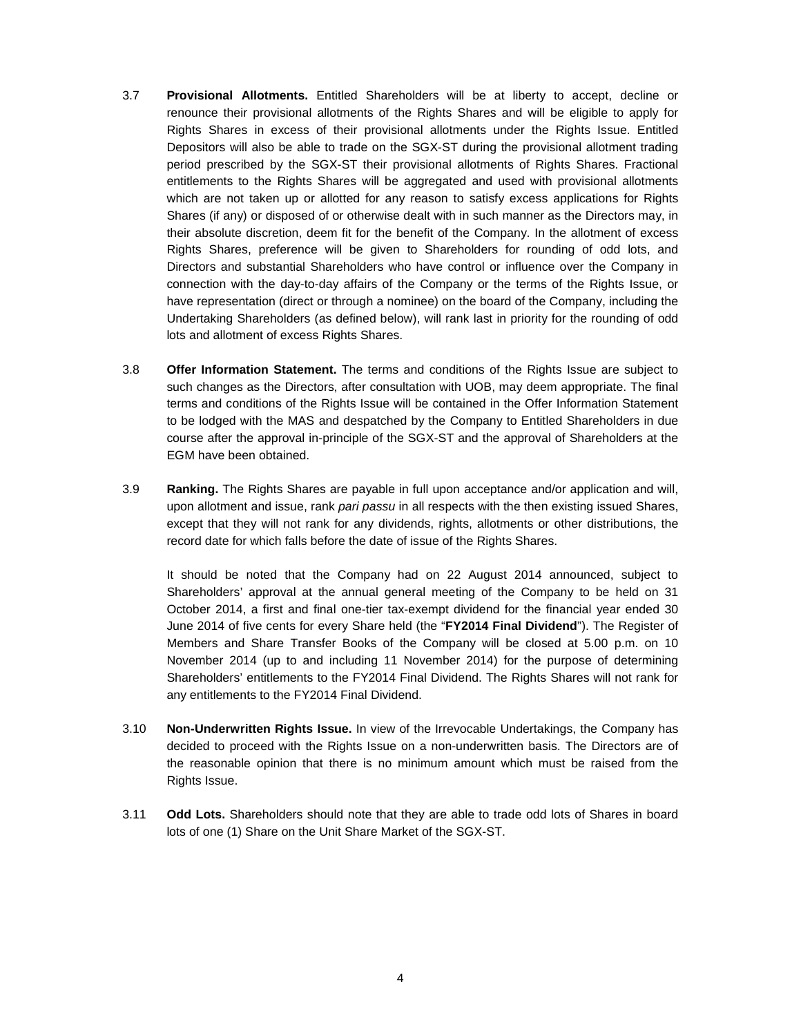3.7 **Provisional Allotments.** Entitled Shareholders will be at liberty to accept, decline or renounce their provisional allotments of the Rights Shares and will be eligible to apply for Rights Shares in excess of their provisional allotments under the Rights Issue. Entitled Depositors will also be able to trade on the SGX-ST during the provisional allotment trading period prescribed by the SGX-ST their provisional allotments of Rights Shares. Fractional entitlements to the Rights Shares will be aggregated and used with provisional allotments which are not taken up or allotted for any reason to satisfy excess applications for Rights Shares (if any) or disposed of or otherwise dealt with in such manner as the Directors may, in their absolute discretion, deem fit for the benefit of the Company. In the allotment of excess Rights Shares, preference will be given to Shareholders for rounding of odd lots, and Directors and substantial Shareholders who have control or influence over the Company in connection with the day-to-day affairs of the Company or the terms of the Rights Issue, or have representation (direct or through a nominee) on the board of the Company, including the Undertaking Shareholders (as defined below), will rank last in priority for the rounding of odd lots and allotment of excess Rights Shares.

3.8 **Offer Information Statement.** The terms and conditions of the Rights Issue are subject to such changes as the Directors, after consultation with UOB, may deem appropriate. The final terms and conditions of the Rights Issue will be contained in the Offer Information Statement to be lodged with the MAS and despatched by the Company to Entitled Shareholders in due course after the approval in-principle of the SGX-ST and the approval of Shareholders at the EGM have been obtained.

3.9 **Ranking.** The Rights Shares are payable in full upon acceptance and/or application and will, upon allotment and issue, rank *pari passu* in all respects with the then existing issued Shares, except that they will not rank for any dividends, rights, allotments or other distributions, the record date for which falls before the date of issue of the Rights Shares.

It should be noted that the Company had on 22 August 2014 announced, subject to Shareholders' approval at the annual general meeting of the Company to be held on 31 October 2014, a first and final one-tier tax-exempt dividend for the financial year ended 30 June 2014 of five cents for every Share held (the "**FY2014 Final Dividend**"). The Register of Members and Share Transfer Books of the Company will be closed at 5.00 p.m. on 10 November 2014 (up to and including 11 November 2014) for the purpose of determining Shareholders' entitlements to the FY2014 Final Dividend. The Rights Shares will not rank for any entitlements to the FY2014 Final Dividend.

3.10 **Non-Underwritten Rights Issue.** In view of the Irrevocable Undertakings, the Company has decided to proceed with the Rights Issue on a non-underwritten basis. The Directors are of the reasonable opinion that there is no minimum amount which must be raised from the Rights Issue.

3.11 **Odd Lots.** Shareholders should note that they are able to trade odd lots of Shares in board lots of one (1) Share on the Unit Share Market of the SGX-ST.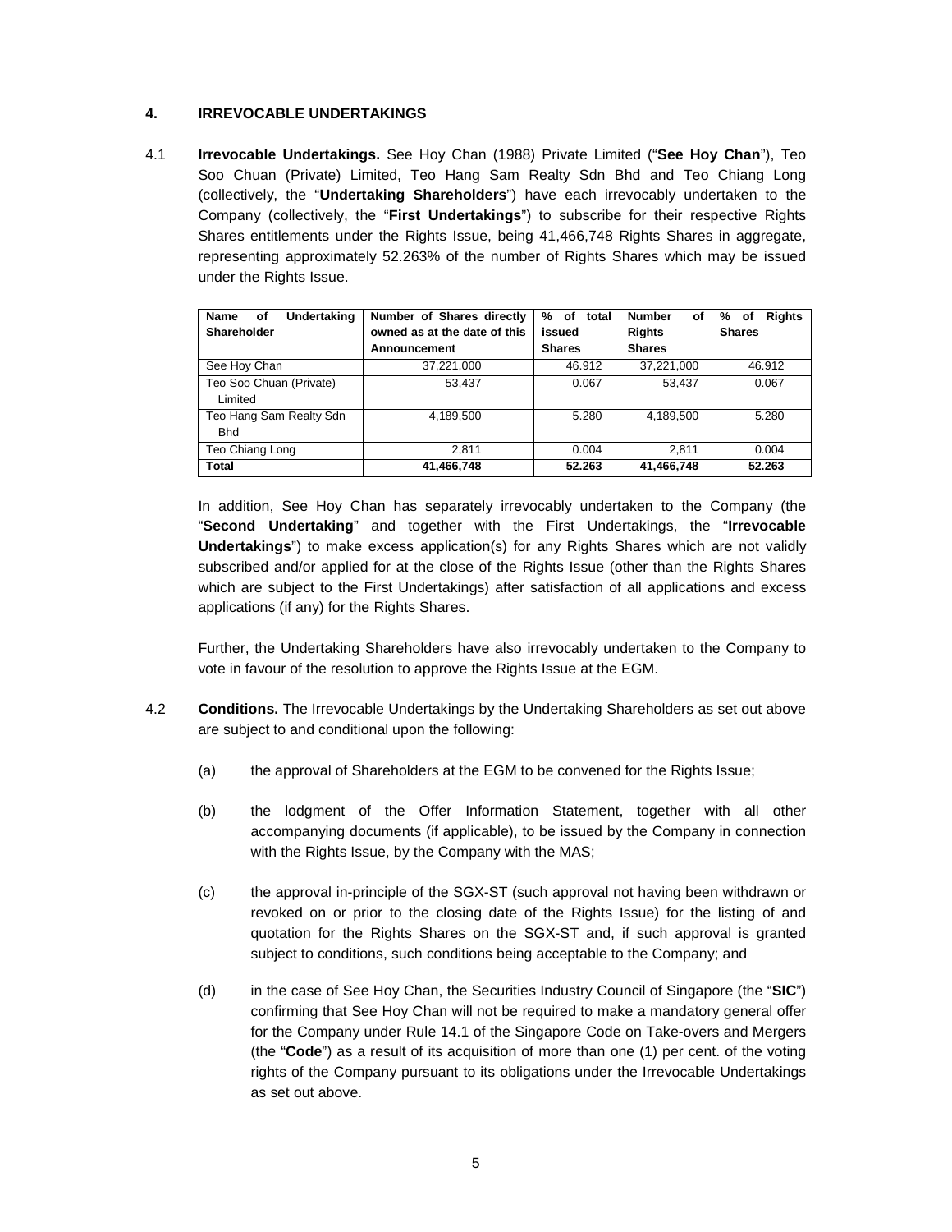## 4. IRREVOCABLE UNDERTAKINGS

4.1 **Irrevocable Undertakings.** See Hoy Chan (1988) Private Limited ("**See Hoy Chan**"), Teo Soo Chuan (Private) Limited, Teo Hang Sam Realty Sdn Bhd and Teo Chiang Long (collectively, the "**Undertaking Shareholders**") have each irrevocably undertaken to the Company (collectively, the "**First Undertakings**") to subscribe for their respective Rights Shares entitlements under the Rights Issue, being 41,466,748 Rights Shares in aggregate, representing approximately 52.263% of the number of Rights Shares which may be issued under the Rights Issue.

| Name of Undertaking Shareholder | Number of Shares directly owned as at the date of this Announcement | % of total issued Shares | Number of Rights Shares | % of Rights Shares |
|---|---|---|---|---|
| See Hoy Chan | 37,221,000 | 46.912 | 37,221,000 | 46.912 |
| Teo Soo Chuan (Private) Limited | 53,437 | 0.067 | 53,437 | 0.067 |
| Teo Hang Sam Realty Sdn Bhd | 4,189,500 | 5.280 | 4,189,500 | 5.280 |
| Teo Chiang Long | 2,811 | 0.004 | 2,811 | 0.004 |
| **Total** | **41,466,748** | **52.263** | **41,466,748** | **52.263** |

In addition, See Hoy Chan has separately irrevocably undertaken to the Company (the "**Second Undertaking**" and together with the First Undertakings, the "**Irrevocable Undertakings**") to make excess application(s) for any Rights Shares which are not validly subscribed and/or applied for at the close of the Rights Issue (other than the Rights Shares which are subject to the First Undertakings) after satisfaction of all applications and excess applications (if any) for the Rights Shares.

Further, the Undertaking Shareholders have also irrevocably undertaken to the Company to vote in favour of the resolution to approve the Rights Issue at the EGM.

4.2 **Conditions.** The Irrevocable Undertakings by the Undertaking Shareholders as set out above are subject to and conditional upon the following:

(a) the approval of Shareholders at the EGM to be convened for the Rights Issue;

(b) the lodgment of the Offer Information Statement, together with all other accompanying documents (if applicable), to be issued by the Company in connection with the Rights Issue, by the Company with the MAS;

(c) the approval in-principle of the SGX-ST (such approval not having been withdrawn or revoked on or prior to the closing date of the Rights Issue) for the listing of and quotation for the Rights Shares on the SGX-ST and, if such approval is granted subject to conditions, such conditions being acceptable to the Company; and

(d) in the case of See Hoy Chan, the Securities Industry Council of Singapore (the "**SIC**") confirming that See Hoy Chan will not be required to make a mandatory general offer for the Company under Rule 14.1 of the Singapore Code on Take-overs and Mergers (the "**Code**") as a result of its acquisition of more than one (1) per cent. of the voting rights of the Company pursuant to its obligations under the Irrevocable Undertakings as set out above.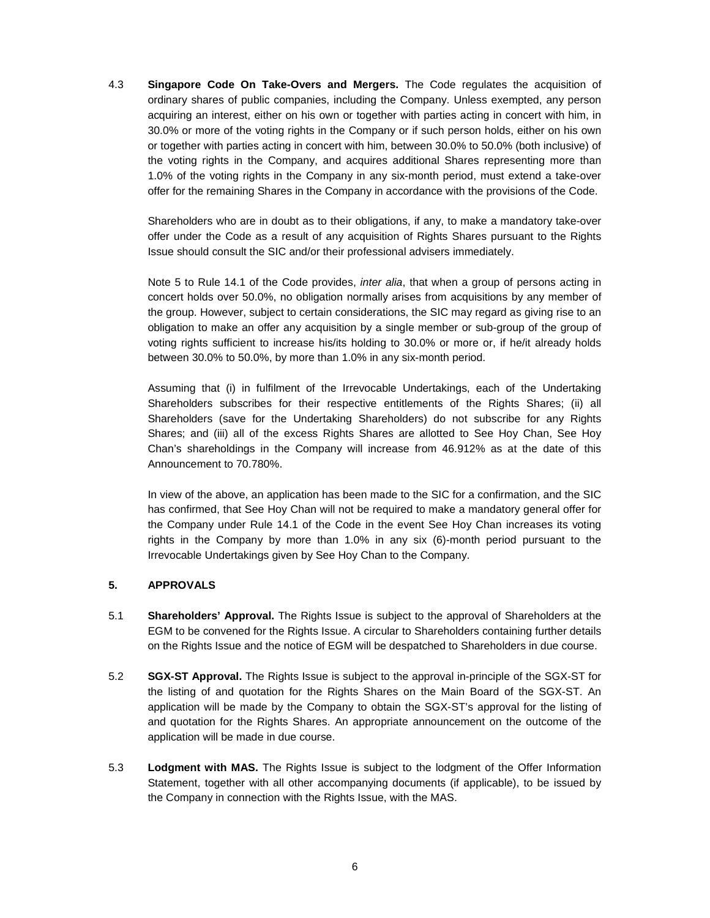4.3 **Singapore Code On Take-Overs and Mergers.** The Code regulates the acquisition of ordinary shares of public companies, including the Company. Unless exempted, any person acquiring an interest, either on his own or together with parties acting in concert with him, in 30.0% or more of the voting rights in the Company or if such person holds, either on his own or together with parties acting in concert with him, between 30.0% to 50.0% (both inclusive) of the voting rights in the Company, and acquires additional Shares representing more than 1.0% of the voting rights in the Company in any six-month period, must extend a take-over offer for the remaining Shares in the Company in accordance with the provisions of the Code.

Shareholders who are in doubt as to their obligations, if any, to make a mandatory take-over offer under the Code as a result of any acquisition of Rights Shares pursuant to the Rights Issue should consult the SIC and/or their professional advisers immediately.

Note 5 to Rule 14.1 of the Code provides, *inter alia*, that when a group of persons acting in concert holds over 50.0%, no obligation normally arises from acquisitions by any member of the group. However, subject to certain considerations, the SIC may regard as giving rise to an obligation to make an offer any acquisition by a single member or sub-group of the group of voting rights sufficient to increase his/its holding to 30.0% or more or, if he/it already holds between 30.0% to 50.0%, by more than 1.0% in any six-month period.

Assuming that (i) in fulfilment of the Irrevocable Undertakings, each of the Undertaking Shareholders subscribes for their respective entitlements of the Rights Shares; (ii) all Shareholders (save for the Undertaking Shareholders) do not subscribe for any Rights Shares; and (iii) all of the excess Rights Shares are allotted to See Hoy Chan, See Hoy Chan's shareholdings in the Company will increase from 46.912% as at the date of this Announcement to 70.780%.

In view of the above, an application has been made to the SIC for a confirmation, and the SIC has confirmed, that See Hoy Chan will not be required to make a mandatory general offer for the Company under Rule 14.1 of the Code in the event See Hoy Chan increases its voting rights in the Company by more than 1.0% in any six (6)-month period pursuant to the Irrevocable Undertakings given by See Hoy Chan to the Company.

## 5. APPROVALS

5.1 **Shareholders' Approval.** The Rights Issue is subject to the approval of Shareholders at the EGM to be convened for the Rights Issue. A circular to Shareholders containing further details on the Rights Issue and the notice of EGM will be despatched to Shareholders in due course.

5.2 **SGX-ST Approval.** The Rights Issue is subject to the approval in-principle of the SGX-ST for the listing of and quotation for the Rights Shares on the Main Board of the SGX-ST. An application will be made by the Company to obtain the SGX-ST's approval for the listing of and quotation for the Rights Shares. An appropriate announcement on the outcome of the application will be made in due course.

5.3 **Lodgment with MAS.** The Rights Issue is subject to the lodgment of the Offer Information Statement, together with all other accompanying documents (if applicable), to be issued by the Company in connection with the Rights Issue, with the MAS.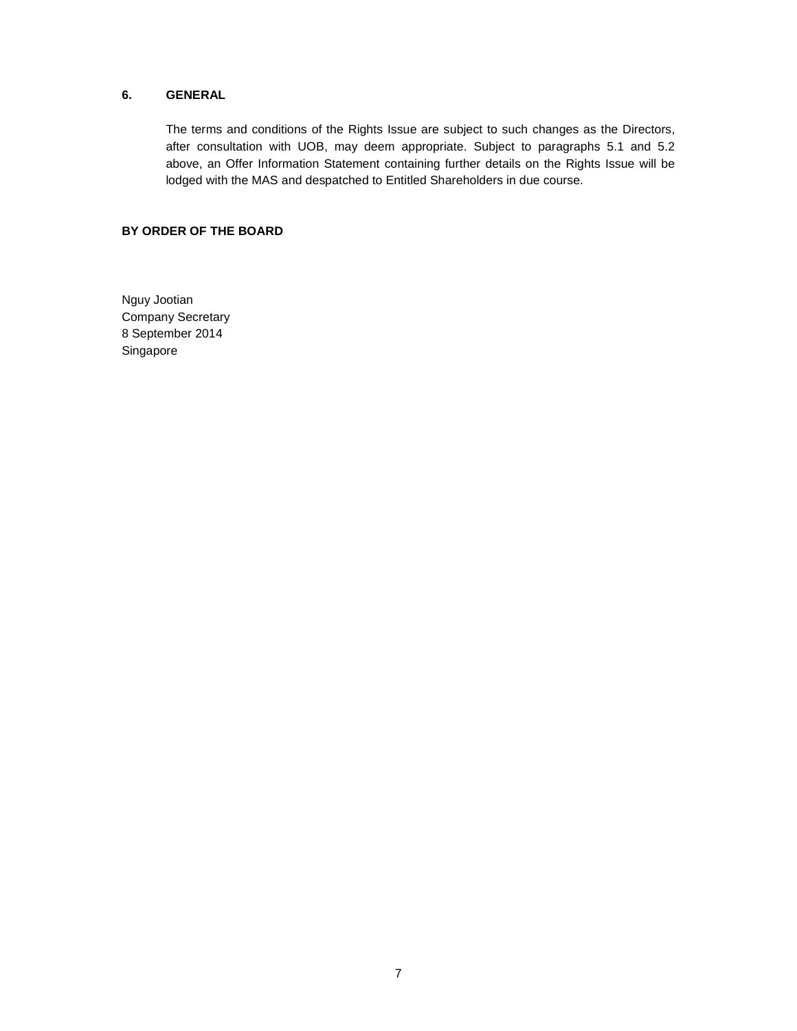## 6. GENERAL

The terms and conditions of the Rights Issue are subject to such changes as the Directors, after consultation with UOB, may deem appropriate. Subject to paragraphs 5.1 and 5.2 above, an Offer Information Statement containing further details on the Rights Issue will be lodged with the MAS and despatched to Entitled Shareholders in due course.

**BY ORDER OF THE BOARD**

Nguy Jootian
Company Secretary
8 September 2014
Singapore